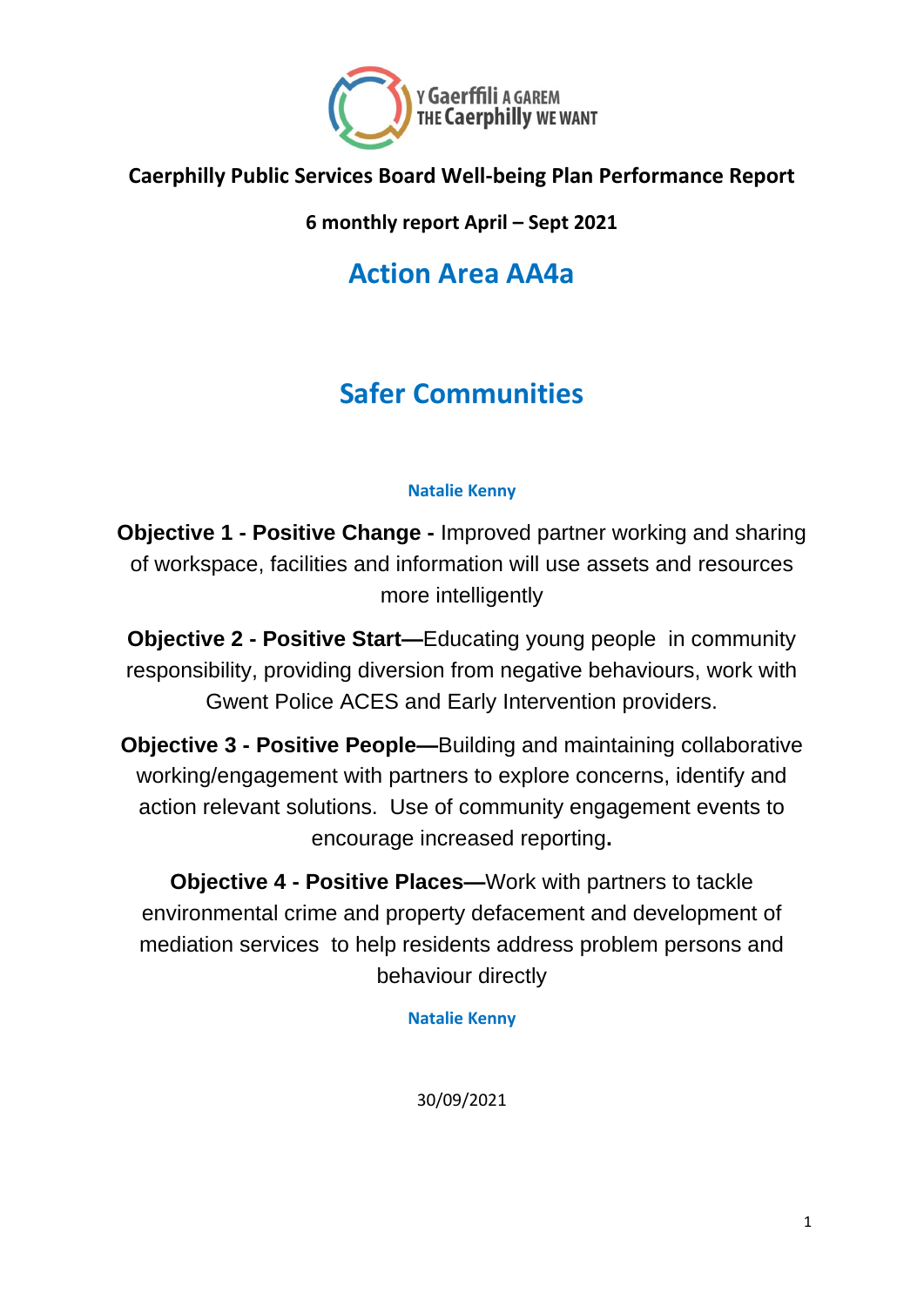Y Gaerffili A GAREM
THE Caerphilly WE WANT

**Caerphilly Public Services Board Well-being Plan Performance Report**

**6 monthly report April – Sept 2021**

# Action Area AA4a

# Safer Communities

**Natalie Kenny**

**Objective 1 - Positive Change -** Improved partner working and sharing of workspace, facilities and information will use assets and resources more intelligently

**Objective 2 - Positive Start—**Educating young people in community responsibility, providing diversion from negative behaviours, work with Gwent Police ACES and Early Intervention providers.

**Objective 3 - Positive People—**Building and maintaining collaborative working/engagement with partners to explore concerns, identify and action relevant solutions. Use of community engagement events to encourage increased reporting**.**

**Objective 4 - Positive Places—**Work with partners to tackle environmental crime and property defacement and development of mediation services to help residents address problem persons and behaviour directly

**Natalie Kenny**

30/09/2021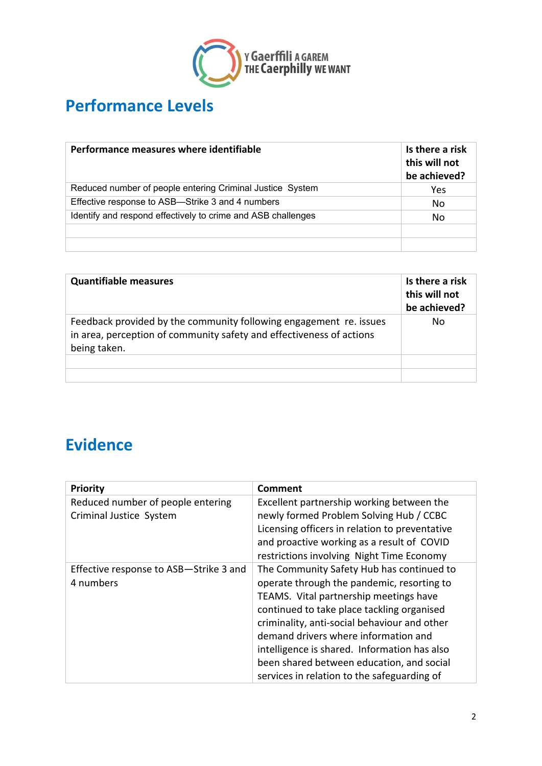## Performance Levels

| Performance measures where identifiable | Is there a risk this will not be achieved? |
|---|---|
| Reduced number of people entering Criminal Justice System | Yes |
| Effective response to ASB—Strike 3 and 4 numbers | No |
| Identify and respond effectively to crime and ASB challenges | No |
| | |
| | |

| Quantifiable measures | Is there a risk this will not be achieved? |
|---|---|
| Feedback provided by the community following engagement re. issues in area, perception of community safety and effectiveness of actions being taken. | No |
| | |
| | |

## Evidence

| Priority | Comment |
|---|---|
| Reduced number of people entering Criminal Justice System | Excellent partnership working between the newly formed Problem Solving Hub / CCBC Licensing officers in relation to preventative and proactive working as a result of COVID restrictions involving Night Time Economy |
| Effective response to ASB—Strike 3 and 4 numbers | The Community Safety Hub has continued to operate through the pandemic, resorting to TEAMS. Vital partnership meetings have continued to take place tackling organised criminality, anti-social behaviour and other demand drivers where information and intelligence is shared. Information has also been shared between education, and social services in relation to the safeguarding of |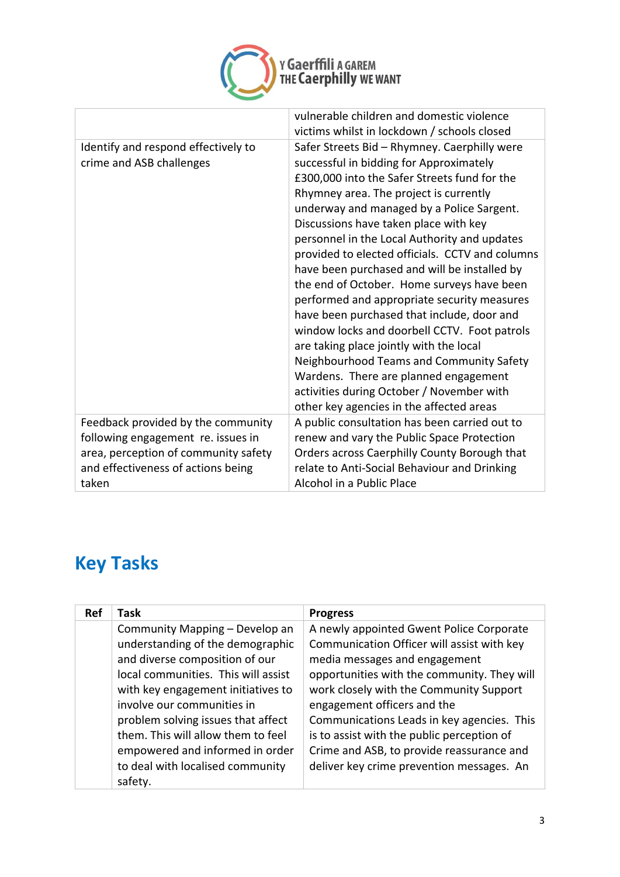| | |
|---|---|
| | vulnerable children and domestic violence victims whilst in lockdown / schools closed |
| Identify and respond effectively to crime and ASB challenges | Safer Streets Bid – Rhymney. Caerphilly were successful in bidding for Approximately £300,000 into the Safer Streets fund for the Rhymney area. The project is currently underway and managed by a Police Sargent. Discussions have taken place with key personnel in the Local Authority and updates provided to elected officials. CCTV and columns have been purchased and will be installed by the end of October. Home surveys have been performed and appropriate security measures have been purchased that include, door and window locks and doorbell CCTV. Foot patrols are taking place jointly with the local Neighbourhood Teams and Community Safety Wardens. There are planned engagement activities during October / November with other key agencies in the affected areas |
| Feedback provided by the community following engagement re. issues in area, perception of community safety and effectiveness of actions being taken | A public consultation has been carried out to renew and vary the Public Space Protection Orders across Caerphilly County Borough that relate to Anti-Social Behaviour and Drinking Alcohol in a Public Place |

## Key Tasks

| Ref | Task | Progress |
|---|---|---|
| | Community Mapping – Develop an understanding of the demographic and diverse composition of our local communities. This will assist with key engagement initiatives to involve our communities in problem solving issues that affect them. This will allow them to feel empowered and informed in order to deal with localised community safety. | A newly appointed Gwent Police Corporate Communication Officer will assist with key media messages and engagement opportunities with the community. They will work closely with the Community Support engagement officers and the Communications Leads in key agencies. This is to assist with the public perception of Crime and ASB, to provide reassurance and deliver key crime prevention messages. An |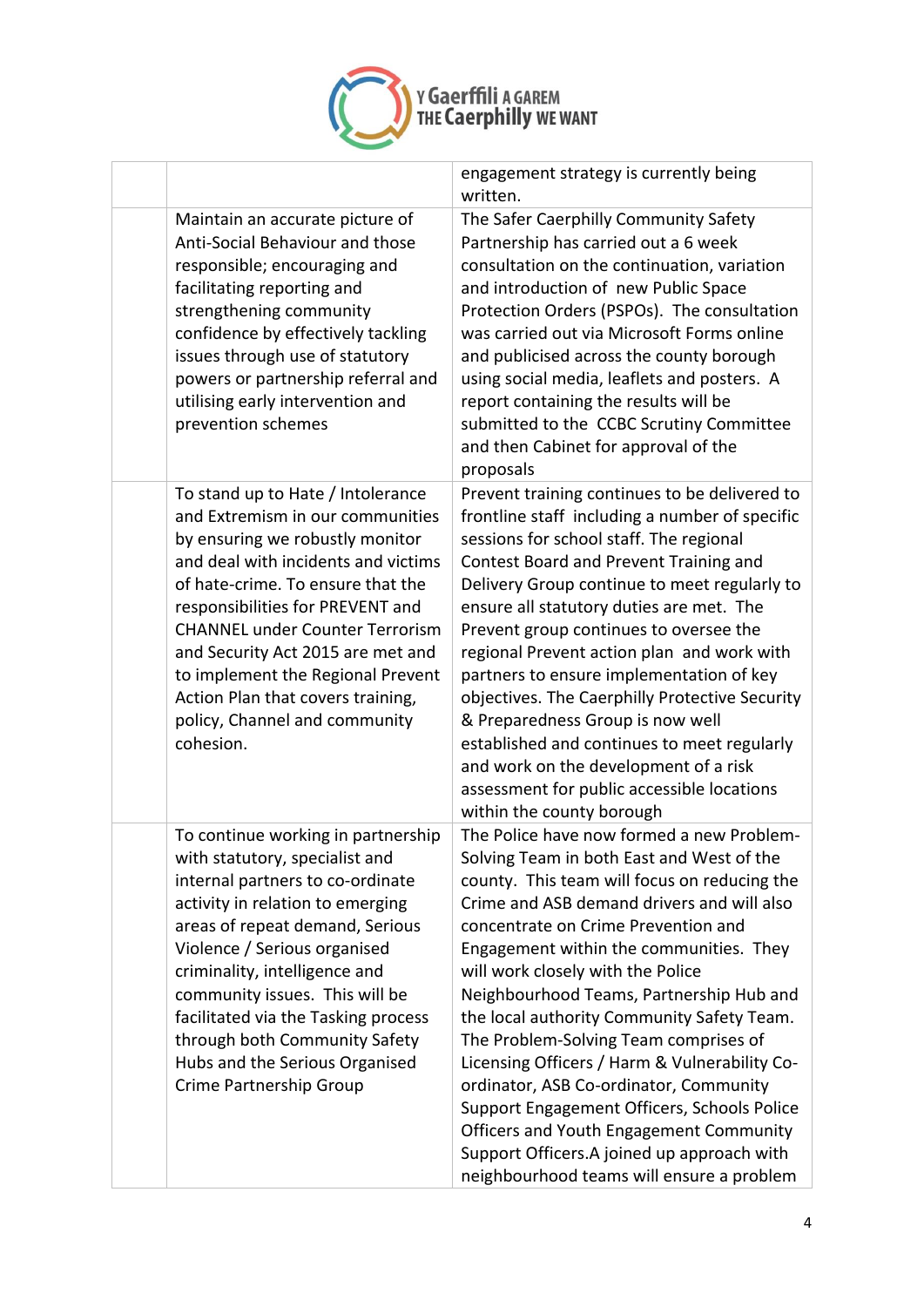| | | |
|---|---|---|
| | | engagement strategy is currently being written. |
| | Maintain an accurate picture of Anti-Social Behaviour and those responsible; encouraging and facilitating reporting and strengthening community confidence by effectively tackling issues through use of statutory powers or partnership referral and utilising early intervention and prevention schemes | The Safer Caerphilly Community Safety Partnership has carried out a 6 week consultation on the continuation, variation and introduction of new Public Space Protection Orders (PSPOs). The consultation was carried out via Microsoft Forms online and publicised across the county borough using social media, leaflets and posters. A report containing the results will be submitted to the CCBC Scrutiny Committee and then Cabinet for approval of the proposals |
| | To stand up to Hate / Intolerance and Extremism in our communities by ensuring we robustly monitor and deal with incidents and victims of hate-crime. To ensure that the responsibilities for PREVENT and CHANNEL under Counter Terrorism and Security Act 2015 are met and to implement the Regional Prevent Action Plan that covers training, policy, Channel and community cohesion. | Prevent training continues to be delivered to frontline staff including a number of specific sessions for school staff. The regional Contest Board and Prevent Training and Delivery Group continue to meet regularly to ensure all statutory duties are met. The Prevent group continues to oversee the regional Prevent action plan and work with partners to ensure implementation of key objectives. The Caerphilly Protective Security & Preparedness Group is now well established and continues to meet regularly and work on the development of a risk assessment for public accessible locations within the county borough |
| | To continue working in partnership with statutory, specialist and internal partners to co-ordinate activity in relation to emerging areas of repeat demand, Serious Violence / Serious organised criminality, intelligence and community issues. This will be facilitated via the Tasking process through both Community Safety Hubs and the Serious Organised Crime Partnership Group | The Police have now formed a new Problem-Solving Team in both East and West of the county. This team will focus on reducing the Crime and ASB demand drivers and will also concentrate on Crime Prevention and Engagement within the communities. They will work closely with the Police Neighbourhood Teams, Partnership Hub and the local authority Community Safety Team. The Problem-Solving Team comprises of Licensing Officers / Harm & Vulnerability Co-ordinator, ASB Co-ordinator, Community Support Engagement Officers, Schools Police Officers and Youth Engagement Community Support Officers.A joined up approach with neighbourhood teams will ensure a problem |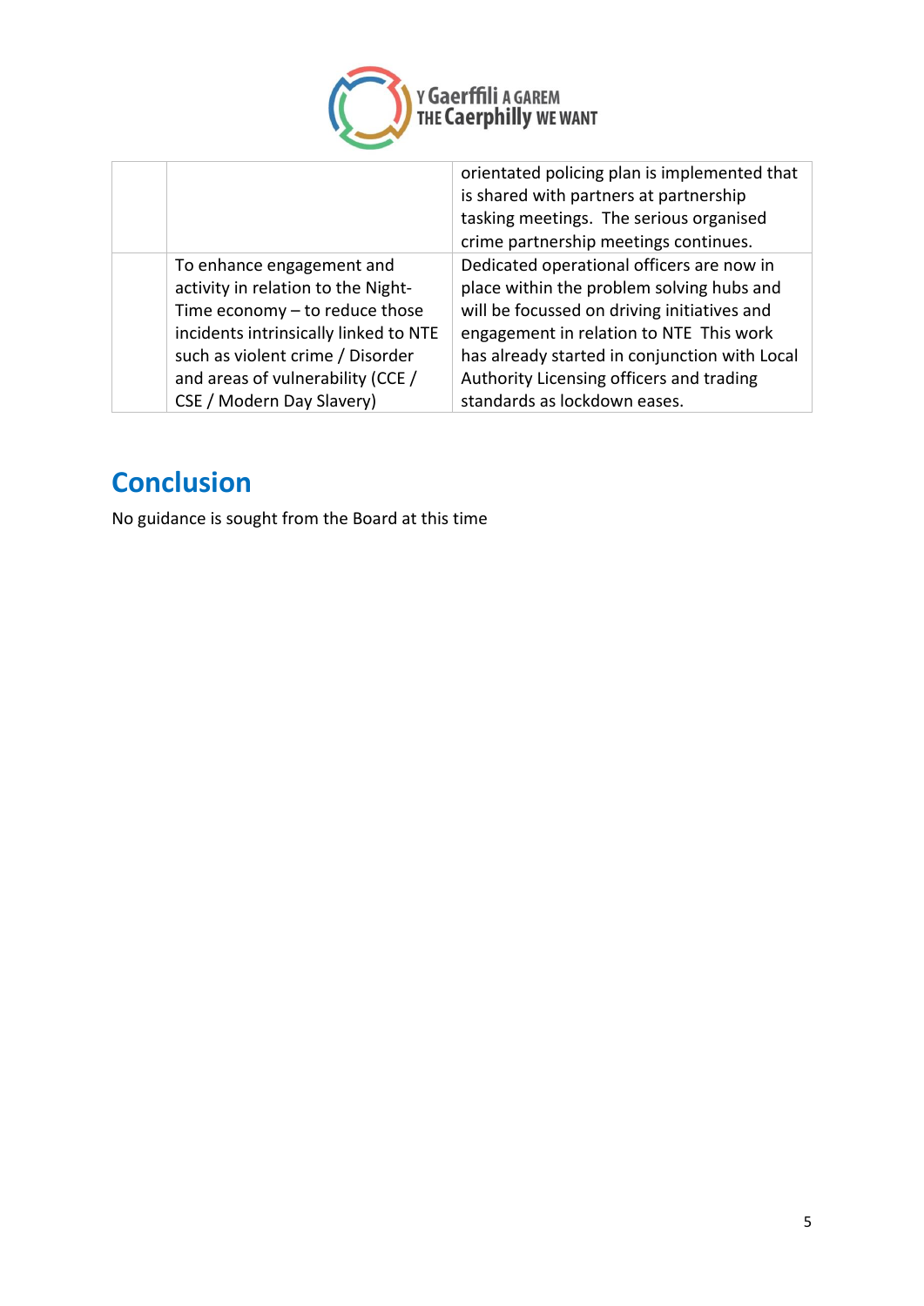| | | |
|---|---|---|
| | | orientated policing plan is implemented that is shared with partners at partnership tasking meetings. The serious organised crime partnership meetings continues. |
| | To enhance engagement and activity in relation to the Night-Time economy – to reduce those incidents intrinsically linked to NTE such as violent crime / Disorder and areas of vulnerability (CCE / CSE / Modern Day Slavery) | Dedicated operational officers are now in place within the problem solving hubs and will be focussed on driving initiatives and engagement in relation to NTE This work has already started in conjunction with Local Authority Licensing officers and trading standards as lockdown eases. |

## Conclusion

No guidance is sought from the Board at this time